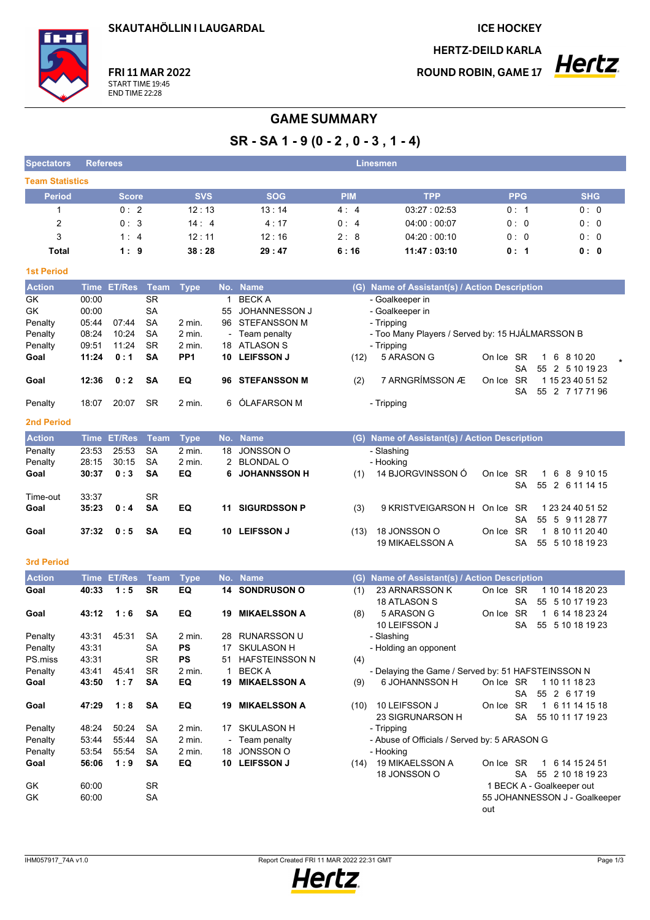SKAUTAHÖLLIN I LAUGARDAL

**FRI 11 MAR 2022**
START TIME 19:45
END TIME 22:28

ICE HOCKEY
HERTZ-DEILD KARLA
ROUND ROBIN, GAME 17

# GAME SUMMARY

## SR - SA 1 - 9 (0 - 2 , 0 - 3 , 1 - 4)

| Spectators | Referees | Linesmen |
|---|---|---|

### Team Statistics

| Period | Score | SVS | SOG | PIM | TPP | PPG | SHG |
|---|---|---|---|---|---|---|---|
| 1 | 0 : 2 | 12 : 13 | 13 : 14 | 4 : 4 | 03:27 : 02:53 | 0 : 1 | 0 : 0 |
| 2 | 0 : 3 | 14 : 4 | 4 : 17 | 0 : 4 | 04:00 : 00:07 | 0 : 0 | 0 : 0 |
| 3 | 1 : 4 | 12 : 11 | 12 : 16 | 2 : 8 | 04:20 : 00:10 | 0 : 0 | 0 : 0 |
| **Total** | **1 : 9** | **38 : 28** | **29 : 47** | **6 : 16** | **11:47 : 03:10** | **0 : 1** | **0 : 0** |

### 1st Period

| Action | Time | ET/Res | Team | Type | No. | Name | (G) | Name of Assistant(s) / Action Description | | | |
|---|---|---|---|---|---|---|---|---|---|---|---|
| GK | 00:00 | | SR | | 1 | BECK A | | - Goalkeeper in | | | |
| GK | 00:00 | | SA | | 55 | JOHANNESSON J | | - Goalkeeper in | | | |
| Penalty | 05:44 | 07:44 | SA | 2 min. | 96 | STEFANSSON M | | - Tripping | | | |
| Penalty | 08:24 | 10:24 | SA | 2 min. | - | Team penalty | | - Too Many Players / Served by: 15 HJÁLMARSSON B | | | |
| Penalty | 09:51 | 11:24 | SR | 2 min. | 18 | ATLASON S | | - Tripping | | | |
| **Goal** | **11:24** | **0 : 1** | **SA** | **PP1** | **10** | **LEIFSON J** | (12) | 5 ARASON G | On Ice | SR<br>SA | 1 6 8 10 20<br>55 2 5 10 19 23 * |
| **Goal** | **12:36** | **0 : 2** | **SA** | **EQ** | **96** | **STEFANSSON M** | (2) | 7 ARNGRÍMSSON Æ | On Ice | SR<br>SA | 1 15 23 40 51 52<br>55 2 7 17 71 96 |
| Penalty | 18:07 | 20:07 | SR | 2 min. | 6 | ÓLAFARSON M | | - Tripping | | | |

### 2nd Period

| Action | Time | ET/Res | Team | Type | No. | Name | (G) | Name of Assistant(s) / Action Description | | | |
|---|---|---|---|---|---|---|---|---|---|---|---|
| Penalty | 23:53 | 25:53 | SA | 2 min. | 18 | JONSSON O | | - Slashing | | | |
| Penalty | 28:15 | 30:15 | SA | 2 min. | 2 | BLONDAL O | | - Hooking | | | |
| **Goal** | **30:37** | **0 : 3** | **SA** | **EQ** | **6** | **JOHANNSSON H** | (1) | 14 BJORGVINSSON Ó | On Ice | SR<br>SA | 1 6 8 9 10 15<br>55 2 6 11 14 15 |
| Time-out | 33:37 | | SR | | | | | | | | |
| **Goal** | **35:23** | **0 : 4** | **SA** | **EQ** | **11** | **SIGURDSSON P** | (3) | 9 KRISTVEIGARSON H | On Ice | SR<br>SA | 1 23 24 40 51 52<br>55 5 9 11 28 77 |
| **Goal** | **37:32** | **0 : 5** | **SA** | **EQ** | **10** | **LEIFSSON J** | (13) | 18 JONSSON O<br>19 MIKAELSSON A | On Ice | SR<br>SA | 1 8 10 11 20 40<br>55 5 10 18 19 23 |

### 3rd Period

| Action | Time | ET/Res | Team | Type | No. | Name | (G) | Name of Assistant(s) / Action Description | | | |
|---|---|---|---|---|---|---|---|---|---|---|---|
| **Goal** | **40:33** | **1 : 5** | **SR** | **EQ** | **14** | **SONDRUSON O** | (1) | 23 ARNARSSON K<br>18 ATLASON S | On Ice | SR<br>SA | 1 10 14 18 20 23<br>55 5 10 17 19 23 |
| **Goal** | **43:12** | **1 : 6** | **SA** | **EQ** | **19** | **MIKAELSSON A** | (8) | 5 ARASON G<br>10 LEIFSSON J | On Ice | SR<br>SA | 1 6 14 18 23 24<br>55 5 10 18 19 23 |
| Penalty | 43:31 | 45:31 | SA | 2 min. | 28 | RUNARSSON U | | - Slashing | | | |
| Penalty | 43:31 | | SA | **PS** | 17 | SKULASON H | | - Holding an opponent | | | |
| PS.miss | 43:31 | | SR | **PS** | 51 | HAFSTEINSSON N | (4) | | | | |
| Penalty | 43:41 | 45:41 | SR | 2 min. | 1 | BECK A | | - Delaying the Game / Served by: 51 HAFSTEINSSON N | | | |
| **Goal** | **43:50** | **1 : 7** | **SA** | **EQ** | **19** | **MIKAELSSON A** | (9) | 6 JOHANNSSON H | On Ice | SR<br>SA | 1 10 11 18 23<br>55 2 6 17 19 |
| **Goal** | **47:29** | **1 : 8** | **SA** | **EQ** | **19** | **MIKAELSSON A** | (10) | 10 LEIFSSON J<br>23 SIGRUNARSON H | On Ice | SR<br>SA | 1 6 11 14 15 18<br>55 10 11 17 19 23 |
| Penalty | 48:24 | 50:24 | SA | 2 min. | 17 | SKULASON H | | - Tripping | | | |
| Penalty | 53:44 | 55:44 | SA | 2 min. | - | Team penalty | | - Abuse of Officials / Served by: 5 ARASON G | | | |
| Penalty | 53:54 | 55:54 | SA | 2 min. | 18 | JONSSON O | | - Hooking | | | |
| **Goal** | **56:06** | **1 : 9** | **SA** | **EQ** | **10** | **LEIFSSON J** | (14) | 19 MIKAELSSON A<br>18 JONSSON O | On Ice | SR<br>SA | 1 6 14 15 24 51<br>55 2 10 18 19 23 |
| GK | 60:00 | | SR | | | | | | 1 BECK A - Goalkeeper out | | |
| GK | 60:00 | | SA | | | | | | 55 JOHANNESSON J - Goalkeeper out | | |

IHM057917_74A v1.0 Report Created FRI 11 MAR 2022 22:31 GMT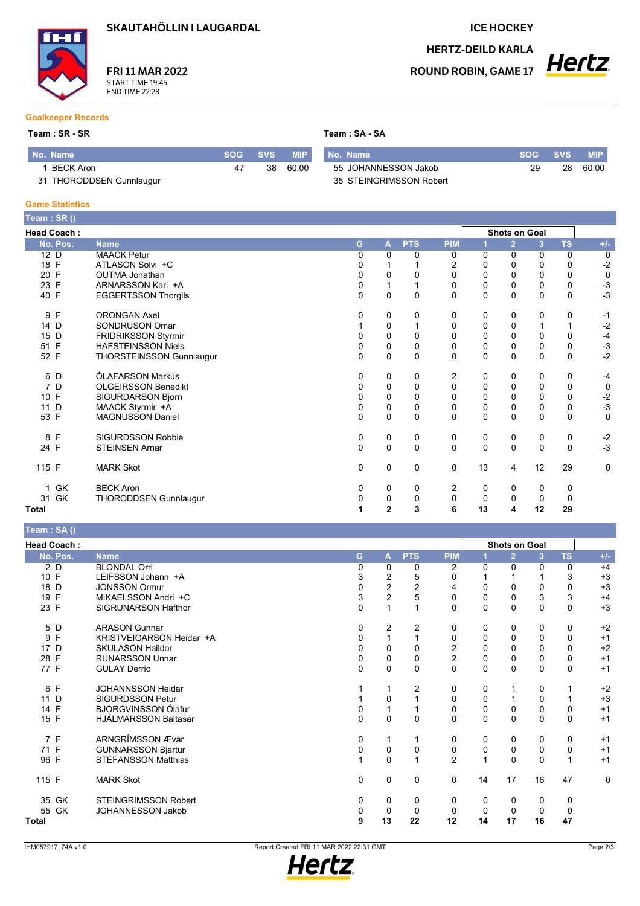# SKAUTAHÖLLIN I LAUGARDAL

**FRI 11 MAR 2022**
START TIME 19:45
END TIME 22:28

ICE HOCKEY
HERTZ-DEILD KARLA
ROUND ROBIN, GAME 17

## Goalkeeper Records

**Team : SR - SR**

| No. | Name | SOG | SVS | MIP |
|---|---|---|---|---|
| 1 | BECK Aron | 47 | 38 | 60:00 |
| 31 | THORODDSEN Gunnlaugur | | | |

**Team : SA - SA**

| No. | Name | SOG | SVS | MIP |
|---|---|---|---|---|
| 55 | JOHANNESSON Jakob | 29 | 28 | 60:00 |
| 35 | STEINGRIMSSON Robert | | | |

## Game Statistics

**Team : SR ()**

Head Coach :

| No. | Pos. | Name | G | A | PTS | PIM | Shots on Goal 1 | 2 | 3 | TS | +/- |
|---|---|---|---|---|---|---|---|---|---|---|---|
| 12 | D | MAACK Petur | 0 | 0 | 0 | 0 | 0 | 0 | 0 | 0 | 0 |
| 18 | F | ATLASON Solvi +C | 0 | 1 | 1 | 2 | 0 | 0 | 0 | 0 | -2 |
| 20 | F | OUTMA Jonathan | 0 | 0 | 0 | 0 | 0 | 0 | 0 | 0 | 0 |
| 23 | F | ARNARSSON Kari +A | 0 | 1 | 1 | 0 | 0 | 0 | 0 | 0 | -3 |
| 40 | F | EGGERTSSON Thorgils | 0 | 0 | 0 | 0 | 0 | 0 | 0 | 0 | -3 |
| 9 | F | ORONGAN Axel | 0 | 0 | 0 | 0 | 0 | 0 | 0 | 0 | -1 |
| 14 | D | SONDRUSON Omar | 1 | 0 | 1 | 0 | 0 | 0 | 1 | 1 | -2 |
| 15 | D | FRIDRIKSSON Styrmir | 0 | 0 | 0 | 0 | 0 | 0 | 0 | 0 | -4 |
| 51 | F | HAFSTEINSSON Niels | 0 | 0 | 0 | 0 | 0 | 0 | 0 | 0 | -3 |
| 52 | F | THORSTEINSSON Gunnlaugur | 0 | 0 | 0 | 0 | 0 | 0 | 0 | 0 | -2 |
| 6 | D | ÓLAFARSON Markús | 0 | 0 | 0 | 2 | 0 | 0 | 0 | 0 | -4 |
| 7 | D | OLGEIRSSON Benedikt | 0 | 0 | 0 | 0 | 0 | 0 | 0 | 0 | 0 |
| 10 | F | SIGURDARSON Bjorn | 0 | 0 | 0 | 0 | 0 | 0 | 0 | 0 | -2 |
| 11 | D | MAACK Styrmir +A | 0 | 0 | 0 | 0 | 0 | 0 | 0 | 0 | -3 |
| 53 | F | MAGNUSSON Daniel | 0 | 0 | 0 | 0 | 0 | 0 | 0 | 0 | 0 |
| 8 | F | SIGURDSSON Robbie | 0 | 0 | 0 | 0 | 0 | 0 | 0 | 0 | -2 |
| 24 | F | STEINSEN Arnar | 0 | 0 | 0 | 0 | 0 | 0 | 0 | 0 | -3 |
| 115 | F | MARK Skot | 0 | 0 | 0 | 0 | 13 | 4 | 12 | 29 | 0 |
| 1 | GK | BECK Aron | 0 | 0 | 0 | 2 | 0 | 0 | 0 | 0 | |
| 31 | GK | THORODDSEN Gunnlaugur | 0 | 0 | 0 | 0 | 0 | 0 | 0 | 0 | |
| **Total** | | | **1** | **2** | **3** | **6** | **13** | **4** | **12** | **29** | |

**Team : SA ()**

Head Coach :

| No. | Pos. | Name | G | A | PTS | PIM | Shots on Goal 1 | 2 | 3 | TS | +/- |
|---|---|---|---|---|---|---|---|---|---|---|---|
| 2 | D | BLONDAL Orri | 0 | 0 | 0 | 2 | 0 | 0 | 0 | 0 | +4 |
| 10 | F | LEIFSSON Johann +A | 3 | 2 | 5 | 0 | 1 | 1 | 1 | 3 | +3 |
| 18 | D | JONSSON Ormur | 0 | 2 | 2 | 4 | 0 | 0 | 0 | 0 | +3 |
| 19 | F | MIKAELSSON Andri +C | 3 | 2 | 5 | 0 | 0 | 0 | 3 | 3 | +4 |
| 23 | F | SIGRUNARSON Hafthor | 0 | 1 | 1 | 0 | 0 | 0 | 0 | 0 | +3 |
| 5 | D | ARASON Gunnar | 0 | 2 | 2 | 0 | 0 | 0 | 0 | 0 | +2 |
| 9 | F | KRISTVEIGARSON Heidar +A | 0 | 1 | 1 | 0 | 0 | 0 | 0 | 0 | +1 |
| 17 | D | SKULASON Halldor | 0 | 0 | 0 | 2 | 0 | 0 | 0 | 0 | +2 |
| 28 | F | RUNARSSON Unnar | 0 | 0 | 0 | 2 | 0 | 0 | 0 | 0 | +1 |
| 77 | F | GULAY Derric | 0 | 0 | 0 | 0 | 0 | 0 | 0 | 0 | +1 |
| 6 | F | JOHANNSSON Heidar | 1 | 1 | 2 | 0 | 0 | 1 | 0 | 1 | +2 |
| 11 | D | SIGURDSSON Petur | 1 | 0 | 1 | 0 | 0 | 1 | 0 | 1 | +3 |
| 14 | F | BJORGVINSSON Ólafur | 0 | 1 | 1 | 0 | 0 | 0 | 0 | 0 | +1 |
| 15 | F | HJÁLMARSSON Baltasar | 0 | 0 | 0 | 0 | 0 | 0 | 0 | 0 | +1 |
| 7 | F | ARNGRÍMSSON Ævar | 0 | 1 | 1 | 0 | 0 | 0 | 0 | 0 | +1 |
| 71 | F | GUNNARSSON Bjartur | 0 | 0 | 0 | 0 | 0 | 0 | 0 | 0 | +1 |
| 96 | F | STEFANSSON Matthias | 1 | 0 | 1 | 2 | 1 | 0 | 0 | 1 | +1 |
| 115 | F | MARK Skot | 0 | 0 | 0 | 0 | 14 | 17 | 16 | 47 | 0 |
| 35 | GK | STEINGRIMSSON Robert | 0 | 0 | 0 | 0 | 0 | 0 | 0 | 0 | |
| 55 | GK | JOHANNESSON Jakob | 0 | 0 | 0 | 0 | 0 | 0 | 0 | 0 | |
| **Total** | | | **9** | **13** | **22** | **12** | **14** | **17** | **16** | **47** | |

IHM057917_74A v1.0 — Report Created FRI 11 MAR 2022 22:31 GMT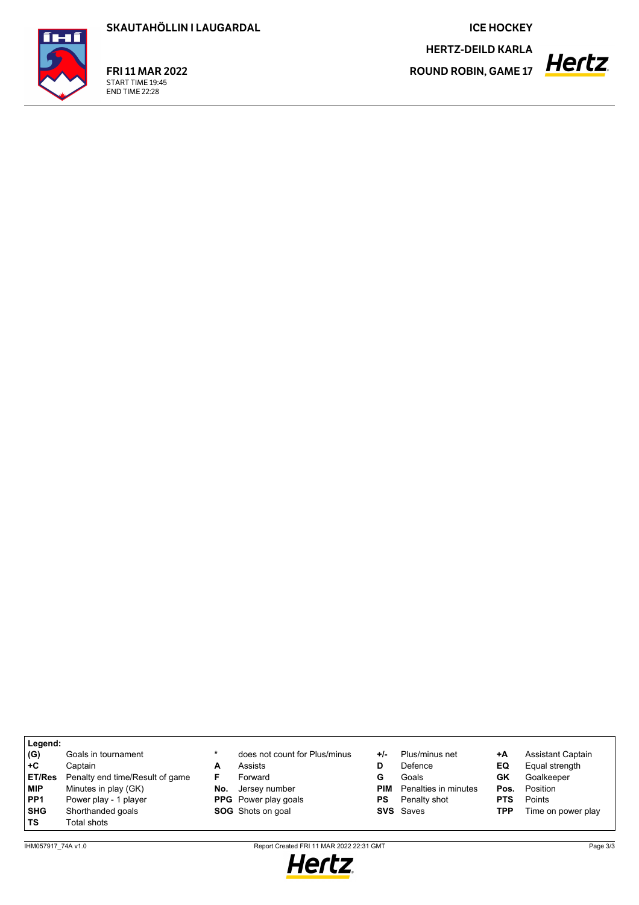**Legend:**

| | | | | | | | | | |
|---|---|---|---|---|---|---|---|---|---|
| **(G)** | Goals in tournament | **\*** | does not count for Plus/minus | **+/-** | Plus/minus net | **+A** | Assistant Captain | | |
| **+C** | Captain | **A** | Assists | **D** | Defence | **EQ** | Equal strength | | |
| **ET/Res** | Penalty end time/Result of game | **F** | Forward | **G** | Goals | **GK** | Goalkeeper | | |
| **MIP** | Minutes in play (GK) | **No.** | Jersey number | **PIM** | Penalties in minutes | **Pos.** | Position | | |
| **PP1** | Power play - 1 player | **PPG** | Power play goals | **PS** | Penalty shot | **PTS** | Points | | |
| **SHG** | Shorthanded goals | **SOG** | Shots on goal | **SVS** | Saves | **TPP** | Time on power play | | |
| **TS** | Total shots | | | | | | | | |